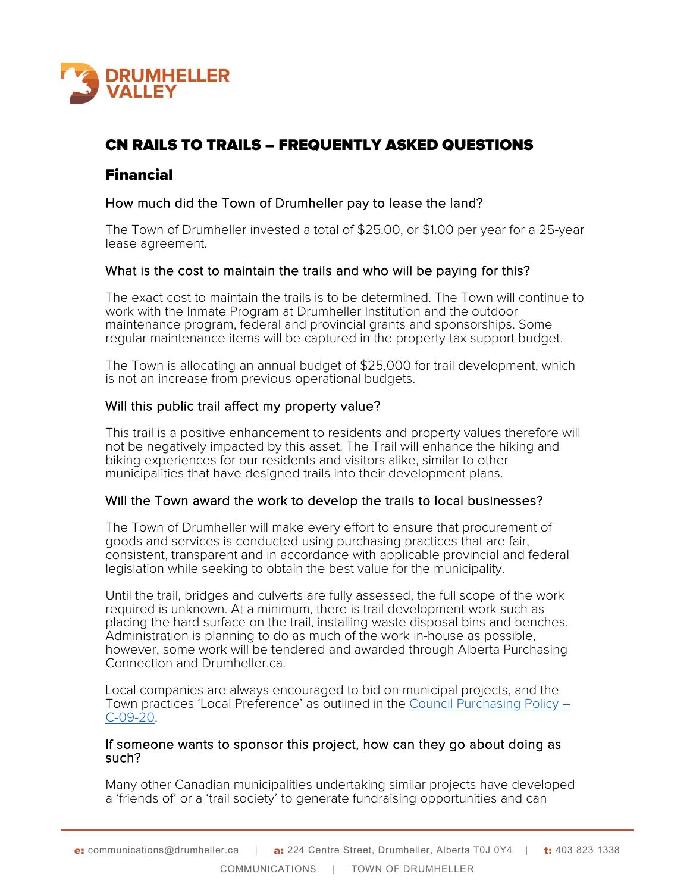# CN RAILS TO TRAILS – FREQUENTLY ASKED QUESTIONS

## Financial

### How much did the Town of Drumheller pay to lease the land?

The Town of Drumheller invested a total of $25.00, or $1.00 per year for a 25-year lease agreement.

### What is the cost to maintain the trails and who will be paying for this?

The exact cost to maintain the trails is to be determined. The Town will continue to work with the Inmate Program at Drumheller Institution and the outdoor maintenance program, federal and provincial grants and sponsorships. Some regular maintenance items will be captured in the property-tax support budget.

The Town is allocating an annual budget of $25,000 for trail development, which is not an increase from previous operational budgets.

### Will this public trail affect my property value?

This trail is a positive enhancement to residents and property values therefore will not be negatively impacted by this asset. The Trail will enhance the hiking and biking experiences for our residents and visitors alike, similar to other municipalities that have designed trails into their development plans.

### Will the Town award the work to develop the trails to local businesses?

The Town of Drumheller will make every effort to ensure that procurement of goods and services is conducted using purchasing practices that are fair, consistent, transparent and in accordance with applicable provincial and federal legislation while seeking to obtain the best value for the municipality.

Until the trail, bridges and culverts are fully assessed, the full scope of the work required is unknown. At a minimum, there is trail development work such as placing the hard surface on the trail, installing waste disposal bins and benches. Administration is planning to do as much of the work in-house as possible, however, some work will be tendered and awarded through Alberta Purchasing Connection and Drumheller.ca.

Local companies are always encouraged to bid on municipal projects, and the Town practices 'Local Preference' as outlined in the [Council Purchasing Policy – C-09-20](#).

### If someone wants to sponsor this project, how can they go about doing as such?

Many other Canadian municipalities undertaking similar projects have developed a 'friends of' or a 'trail society' to generate fundraising opportunities and can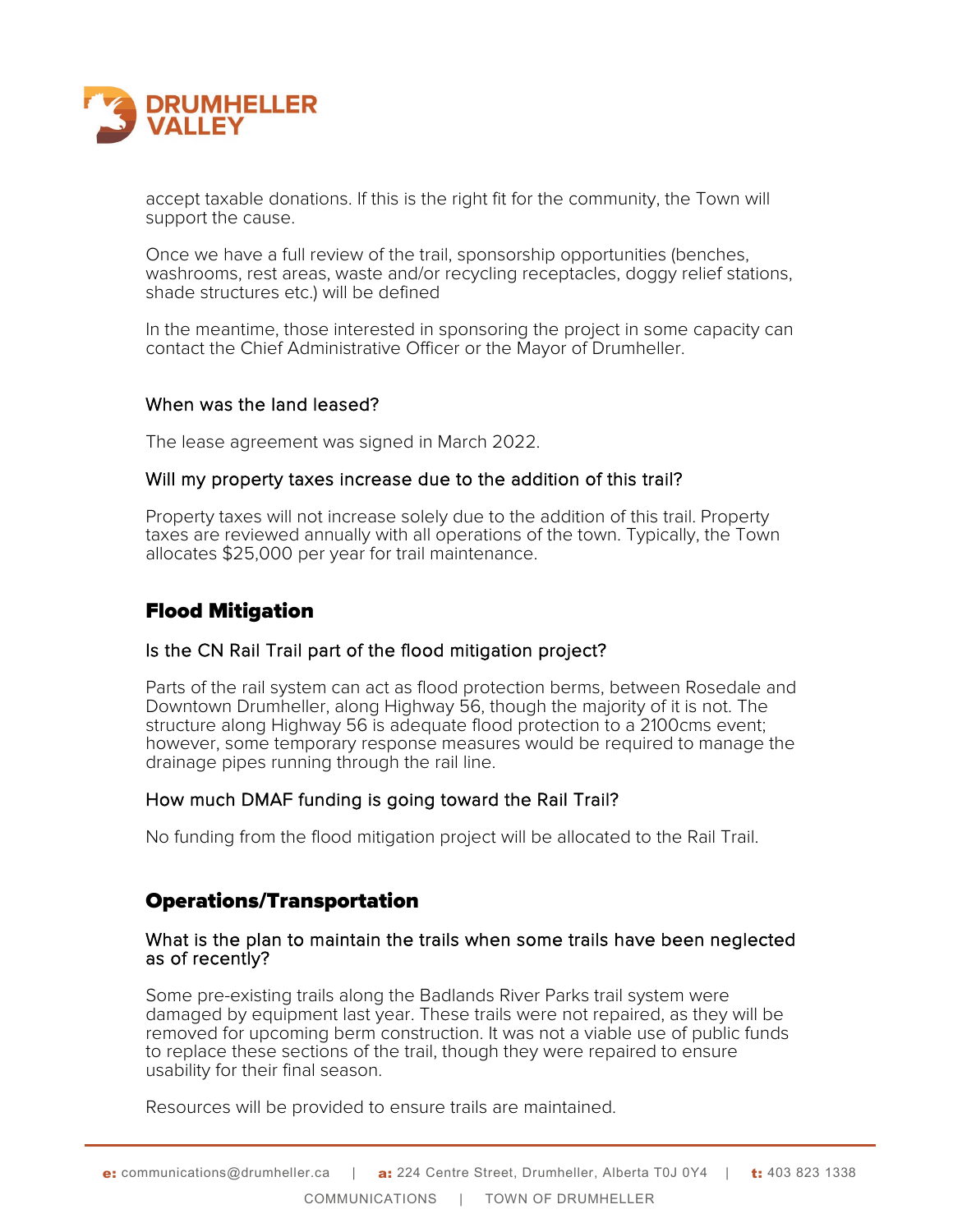accept taxable donations. If this is the right fit for the community, the Town will support the cause.

Once we have a full review of the trail, sponsorship opportunities (benches, washrooms, rest areas, waste and/or recycling receptacles, doggy relief stations, shade structures etc.) will be defined

In the meantime, those interested in sponsoring the project in some capacity can contact the Chief Administrative Officer or the Mayor of Drumheller.

### When was the land leased?

The lease agreement was signed in March 2022.

### Will my property taxes increase due to the addition of this trail?

Property taxes will not increase solely due to the addition of this trail. Property taxes are reviewed annually with all operations of the town. Typically, the Town allocates $25,000 per year for trail maintenance.

## Flood Mitigation

### Is the CN Rail Trail part of the flood mitigation project?

Parts of the rail system can act as flood protection berms, between Rosedale and Downtown Drumheller, along Highway 56, though the majority of it is not. The structure along Highway 56 is adequate flood protection to a 2100cms event; however, some temporary response measures would be required to manage the drainage pipes running through the rail line.

### How much DMAF funding is going toward the Rail Trail?

No funding from the flood mitigation project will be allocated to the Rail Trail.

## Operations/Transportation

### What is the plan to maintain the trails when some trails have been neglected as of recently?

Some pre-existing trails along the Badlands River Parks trail system were damaged by equipment last year. These trails were not repaired, as they will be removed for upcoming berm construction. It was not a viable use of public funds to replace these sections of the trail, though they were repaired to ensure usability for their final season.

Resources will be provided to ensure trails are maintained.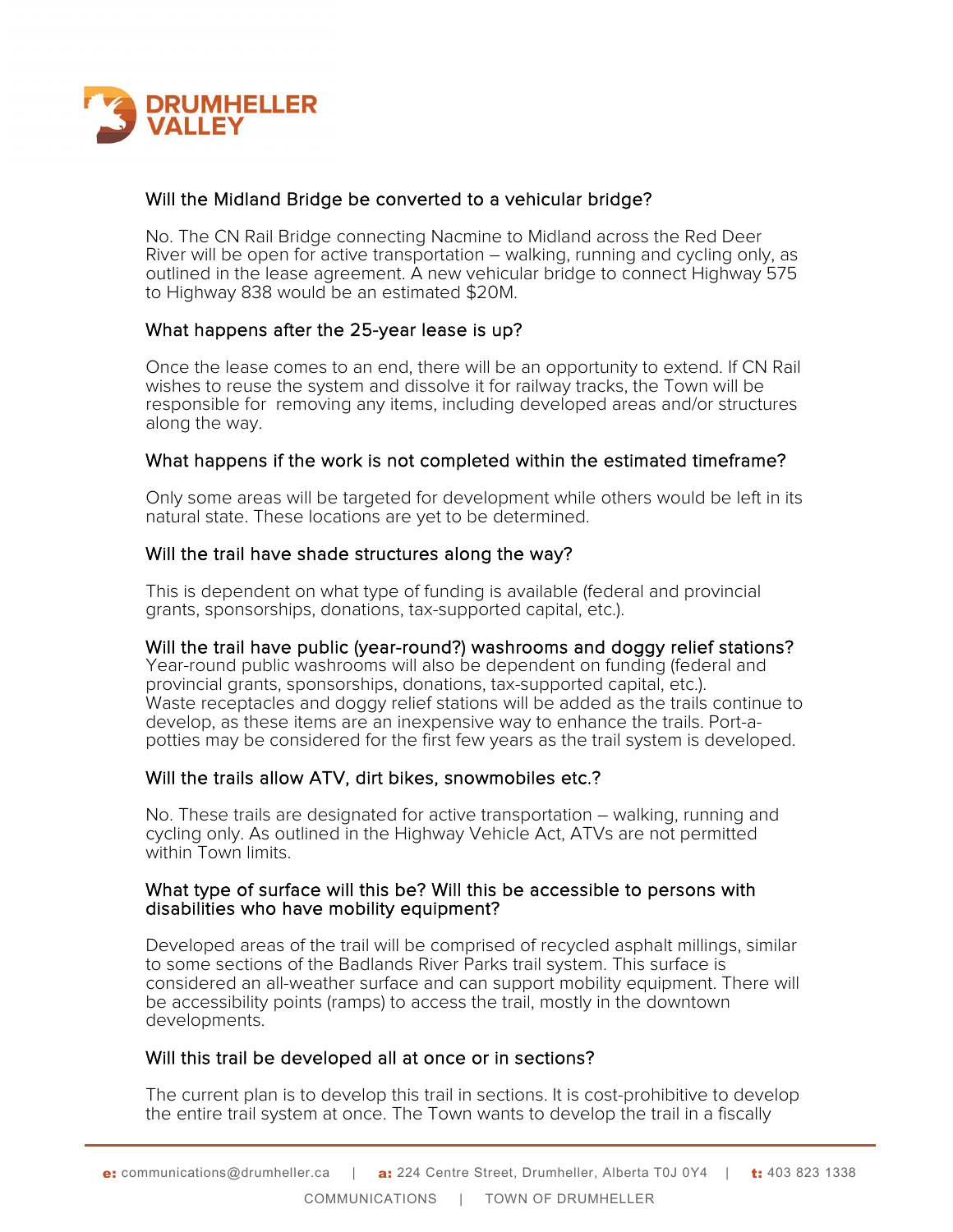### Will the Midland Bridge be converted to a vehicular bridge?

No. The CN Rail Bridge connecting Nacmine to Midland across the Red Deer River will be open for active transportation – walking, running and cycling only, as outlined in the lease agreement. A new vehicular bridge to connect Highway 575 to Highway 838 would be an estimated $20M.

### What happens after the 25-year lease is up?

Once the lease comes to an end, there will be an opportunity to extend. If CN Rail wishes to reuse the system and dissolve it for railway tracks, the Town will be responsible for removing any items, including developed areas and/or structures along the way.

### What happens if the work is not completed within the estimated timeframe?

Only some areas will be targeted for development while others would be left in its natural state. These locations are yet to be determined.

### Will the trail have shade structures along the way?

This is dependent on what type of funding is available (federal and provincial grants, sponsorships, donations, tax-supported capital, etc.).

### Will the trail have public (year-round?) washrooms and doggy relief stations?

Year-round public washrooms will also be dependent on funding (federal and provincial grants, sponsorships, donations, tax-supported capital, etc.).
Waste receptacles and doggy relief stations will be added as the trails continue to develop, as these items are an inexpensive way to enhance the trails. Port-a-potties may be considered for the first few years as the trail system is developed.

### Will the trails allow ATV, dirt bikes, snowmobiles etc.?

No. These trails are designated for active transportation – walking, running and cycling only. As outlined in the Highway Vehicle Act, ATVs are not permitted within Town limits.

### What type of surface will this be? Will this be accessible to persons with disabilities who have mobility equipment?

Developed areas of the trail will be comprised of recycled asphalt millings, similar to some sections of the Badlands River Parks trail system. This surface is considered an all-weather surface and can support mobility equipment. There will be accessibility points (ramps) to access the trail, mostly in the downtown developments.

### Will this trail be developed all at once or in sections?

The current plan is to develop this trail in sections. It is cost-prohibitive to develop the entire trail system at once. The Town wants to develop the trail in a fiscally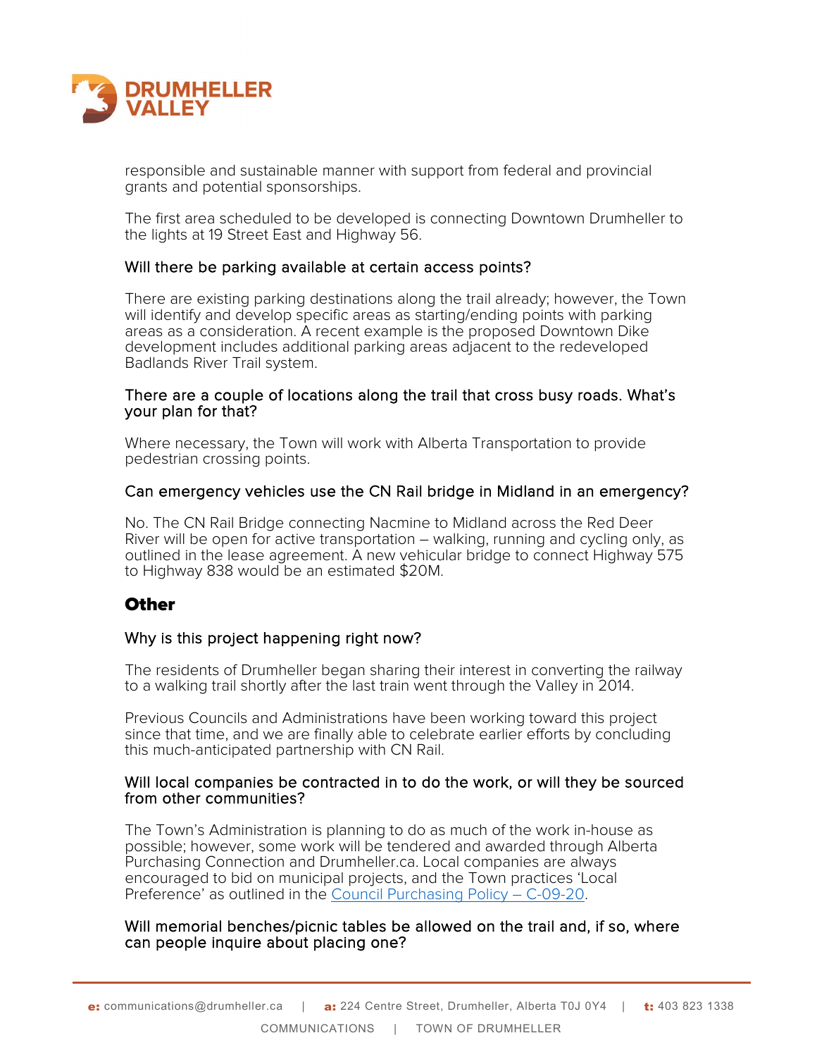responsible and sustainable manner with support from federal and provincial grants and potential sponsorships.

The first area scheduled to be developed is connecting Downtown Drumheller to the lights at 19 Street East and Highway 56.

### Will there be parking available at certain access points?

There are existing parking destinations along the trail already; however, the Town will identify and develop specific areas as starting/ending points with parking areas as a consideration. A recent example is the proposed Downtown Dike development includes additional parking areas adjacent to the redeveloped Badlands River Trail system.

### There are a couple of locations along the trail that cross busy roads. What's your plan for that?

Where necessary, the Town will work with Alberta Transportation to provide pedestrian crossing points.

### Can emergency vehicles use the CN Rail bridge in Midland in an emergency?

No. The CN Rail Bridge connecting Nacmine to Midland across the Red Deer River will be open for active transportation – walking, running and cycling only, as outlined in the lease agreement. A new vehicular bridge to connect Highway 575 to Highway 838 would be an estimated $20M.

## Other

### Why is this project happening right now?

The residents of Drumheller began sharing their interest in converting the railway to a walking trail shortly after the last train went through the Valley in 2014.

Previous Councils and Administrations have been working toward this project since that time, and we are finally able to celebrate earlier efforts by concluding this much-anticipated partnership with CN Rail.

### Will local companies be contracted in to do the work, or will they be sourced from other communities?

The Town's Administration is planning to do as much of the work in-house as possible; however, some work will be tendered and awarded through Alberta Purchasing Connection and Drumheller.ca. Local companies are always encouraged to bid on municipal projects, and the Town practices 'Local Preference' as outlined in the Council Purchasing Policy – C-09-20.

### Will memorial benches/picnic tables be allowed on the trail and, if so, where can people inquire about placing one?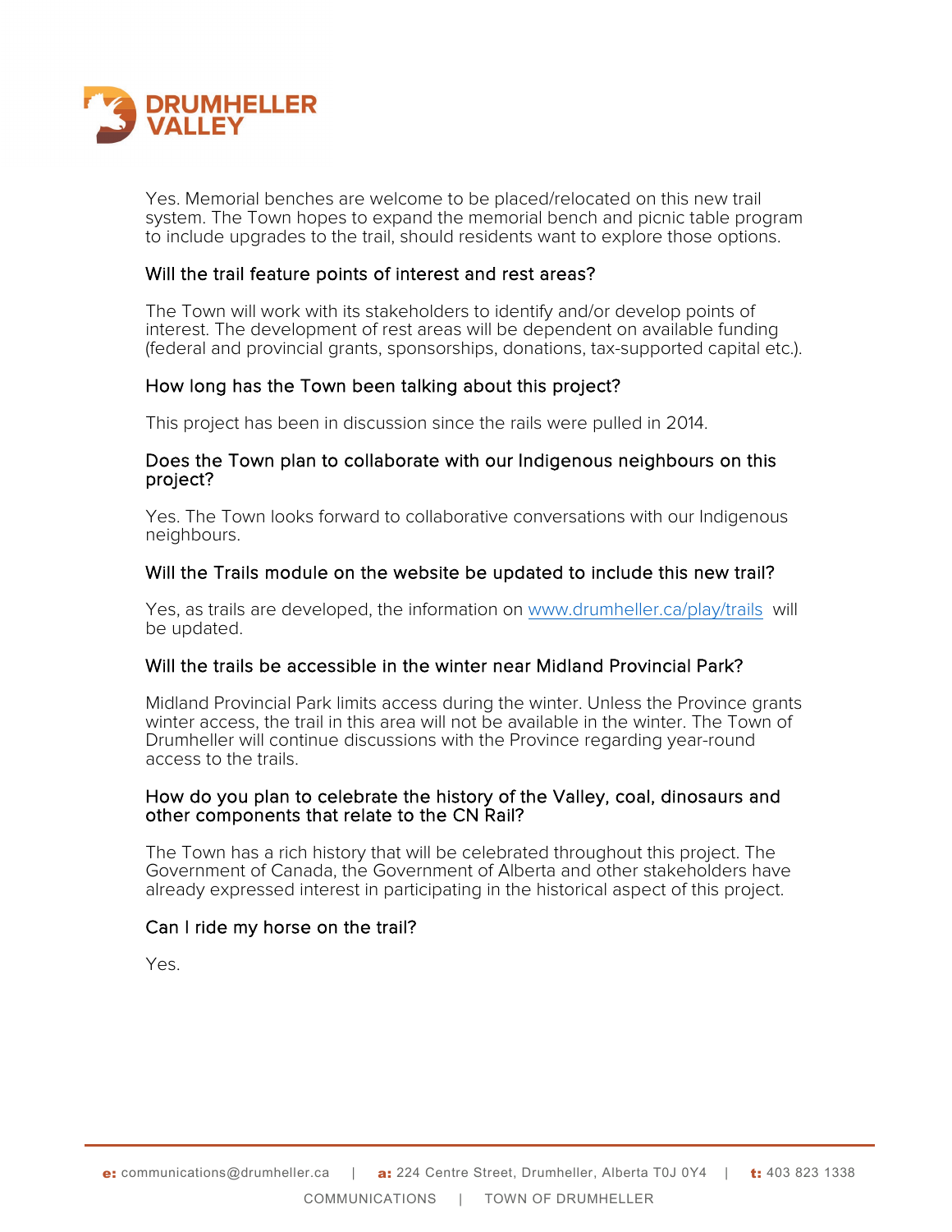Yes. Memorial benches are welcome to be placed/relocated on this new trail system. The Town hopes to expand the memorial bench and picnic table program to include upgrades to the trail, should residents want to explore those options.

### Will the trail feature points of interest and rest areas?

The Town will work with its stakeholders to identify and/or develop points of interest. The development of rest areas will be dependent on available funding (federal and provincial grants, sponsorships, donations, tax-supported capital etc.).

### How long has the Town been talking about this project?

This project has been in discussion since the rails were pulled in 2014.

### Does the Town plan to collaborate with our Indigenous neighbours on this project?

Yes. The Town looks forward to collaborative conversations with our Indigenous neighbours.

### Will the Trails module on the website be updated to include this new trail?

Yes, as trails are developed, the information on www.drumheller.ca/play/trails will be updated.

### Will the trails be accessible in the winter near Midland Provincial Park?

Midland Provincial Park limits access during the winter. Unless the Province grants winter access, the trail in this area will not be available in the winter. The Town of Drumheller will continue discussions with the Province regarding year-round access to the trails.

### How do you plan to celebrate the history of the Valley, coal, dinosaurs and other components that relate to the CN Rail?

The Town has a rich history that will be celebrated throughout this project. The Government of Canada, the Government of Alberta and other stakeholders have already expressed interest in participating in the historical aspect of this project.

### Can I ride my horse on the trail?

Yes.